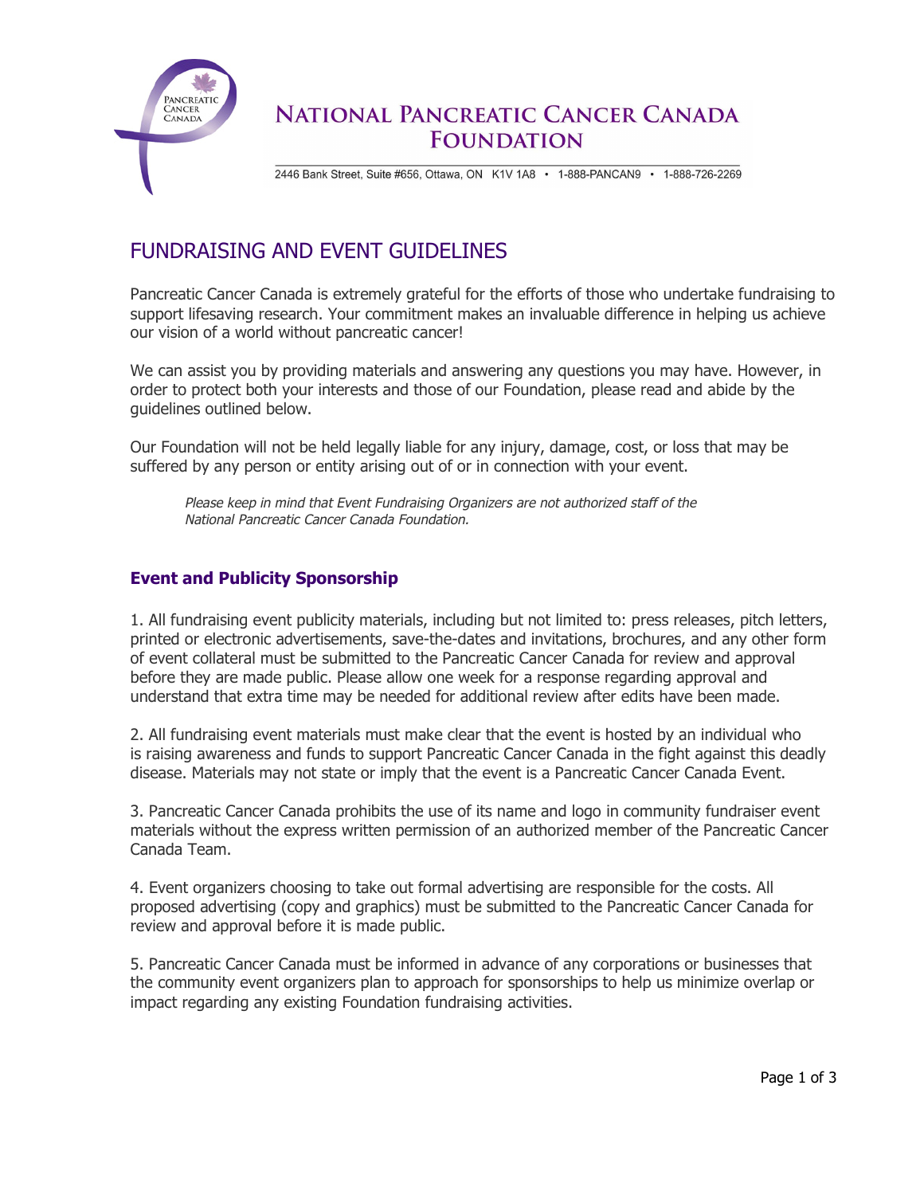# NATIONAL PANCREATIC CANCER CANADA FOUNDATION

2446 Bank Street, Suite #656, Ottawa, ON K1V 1A8 • 1-888-PANCAN9 • 1-888-726-2269

## FUNDRAISING AND EVENT GUIDELINES

Pancreatic Cancer Canada is extremely grateful for the efforts of those who undertake fundraising to support lifesaving research. Your commitment makes an invaluable difference in helping us achieve our vision of a world without pancreatic cancer!

We can assist you by providing materials and answering any questions you may have. However, in order to protect both your interests and those of our Foundation, please read and abide by the guidelines outlined below.

Our Foundation will not be held legally liable for any injury, damage, cost, or loss that may be suffered by any person or entity arising out of or in connection with your event.

> *Please keep in mind that Event Fundraising Organizers are not authorized staff of the National Pancreatic Cancer Canada Foundation.*

### Event and Publicity Sponsorship

1. All fundraising event publicity materials, including but not limited to: press releases, pitch letters, printed or electronic advertisements, save-the-dates and invitations, brochures, and any other form of event collateral must be submitted to the Pancreatic Cancer Canada for review and approval before they are made public. Please allow one week for a response regarding approval and understand that extra time may be needed for additional review after edits have been made.

2. All fundraising event materials must make clear that the event is hosted by an individual who is raising awareness and funds to support Pancreatic Cancer Canada in the fight against this deadly disease. Materials may not state or imply that the event is a Pancreatic Cancer Canada Event.

3. Pancreatic Cancer Canada prohibits the use of its name and logo in community fundraiser event materials without the express written permission of an authorized member of the Pancreatic Cancer Canada Team.

4. Event organizers choosing to take out formal advertising are responsible for the costs. All proposed advertising (copy and graphics) must be submitted to the Pancreatic Cancer Canada for review and approval before it is made public.

5. Pancreatic Cancer Canada must be informed in advance of any corporations or businesses that the community event organizers plan to approach for sponsorships to help us minimize overlap or impact regarding any existing Foundation fundraising activities.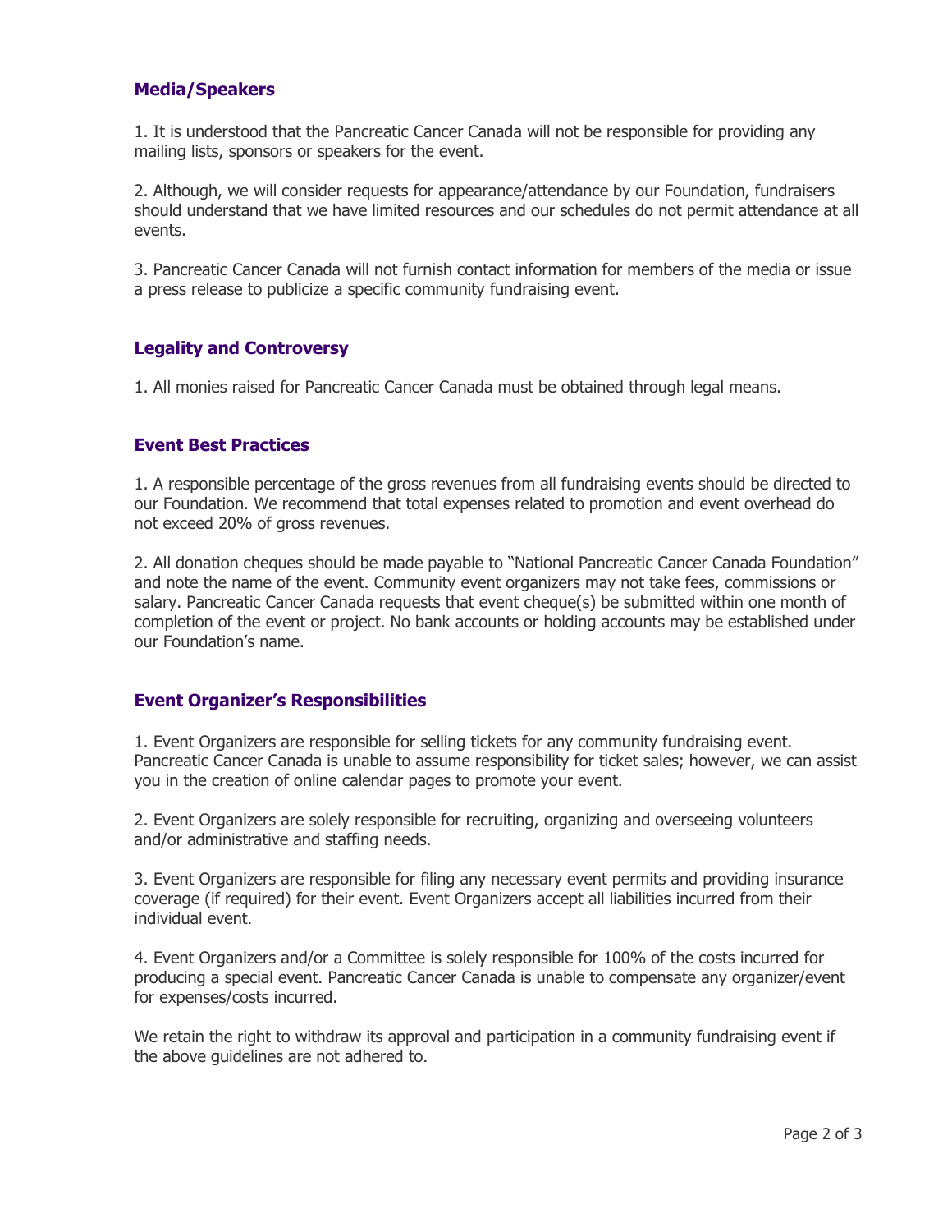## Media/Speakers

1. It is understood that the Pancreatic Cancer Canada will not be responsible for providing any mailing lists, sponsors or speakers for the event.

2. Although, we will consider requests for appearance/attendance by our Foundation, fundraisers should understand that we have limited resources and our schedules do not permit attendance at all events.

3. Pancreatic Cancer Canada will not furnish contact information for members of the media or issue a press release to publicize a specific community fundraising event.

## Legality and Controversy

1. All monies raised for Pancreatic Cancer Canada must be obtained through legal means.

## Event Best Practices

1. A responsible percentage of the gross revenues from all fundraising events should be directed to our Foundation. We recommend that total expenses related to promotion and event overhead do not exceed 20% of gross revenues.

2. All donation cheques should be made payable to "National Pancreatic Cancer Canada Foundation" and note the name of the event. Community event organizers may not take fees, commissions or salary. Pancreatic Cancer Canada requests that event cheque(s) be submitted within one month of completion of the event or project. No bank accounts or holding accounts may be established under our Foundation's name.

## Event Organizer's Responsibilities

1. Event Organizers are responsible for selling tickets for any community fundraising event. Pancreatic Cancer Canada is unable to assume responsibility for ticket sales; however, we can assist you in the creation of online calendar pages to promote your event.

2. Event Organizers are solely responsible for recruiting, organizing and overseeing volunteers and/or administrative and staffing needs.

3. Event Organizers are responsible for filing any necessary event permits and providing insurance coverage (if required) for their event. Event Organizers accept all liabilities incurred from their individual event.

4. Event Organizers and/or a Committee is solely responsible for 100% of the costs incurred for producing a special event. Pancreatic Cancer Canada is unable to compensate any organizer/event for expenses/costs incurred.

We retain the right to withdraw its approval and participation in a community fundraising event if the above guidelines are not adhered to.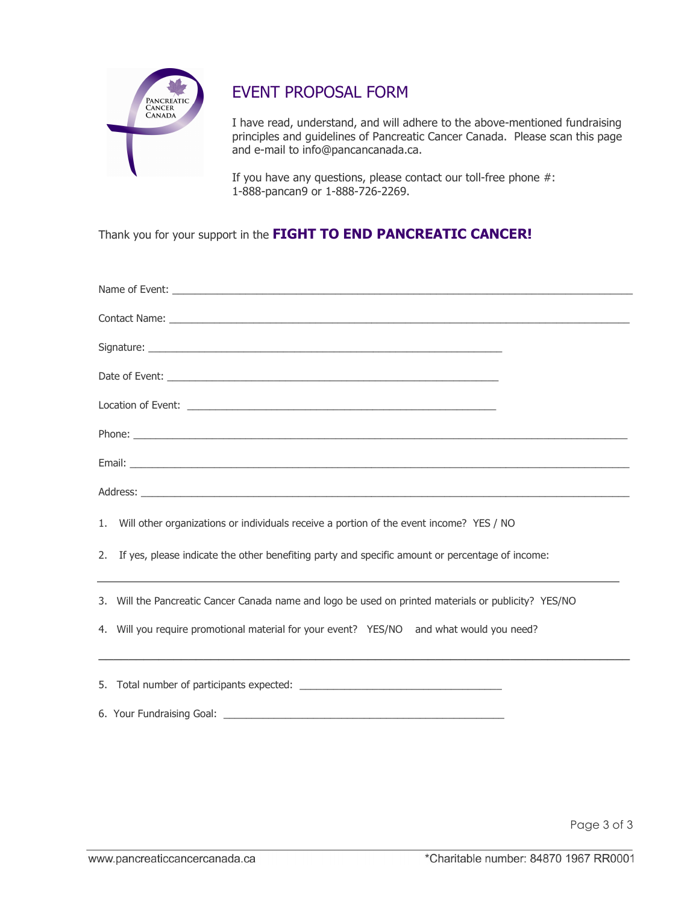# EVENT PROPOSAL FORM

I have read, understand, and will adhere to the above-mentioned fundraising principles and guidelines of Pancreatic Cancer Canada. Please scan this page and e-mail to info@pancancanada.ca.

If you have any questions, please contact our toll-free phone #: 1-888-pancan9 or 1-888-726-2269.

Thank you for your support in the **FIGHT TO END PANCREATIC CANCER!**

Name of Event: ______________________________________________

Contact Name: ______________________________________________

Signature: ______________________________________

Date of Event: ____________________________________

Location of Event: ________________________________

Phone: ______________________________________________

Email: ______________________________________________

Address: ______________________________________________

1. Will other organizations or individuals receive a portion of the event income? YES / NO

2. If yes, please indicate the other benefiting party and specific amount or percentage of income:

______________________________________________

3. Will the Pancreatic Cancer Canada name and logo be used on printed materials or publicity? YES/NO

4. Will you require promotional material for your event? YES/NO and what would you need?

______________________________________________

5. Total number of participants expected: ______________________

6. Your Fundraising Goal: ______________________________

www.pancreaticcancercanada.ca

*Charitable number: 84870 1967 RR0001